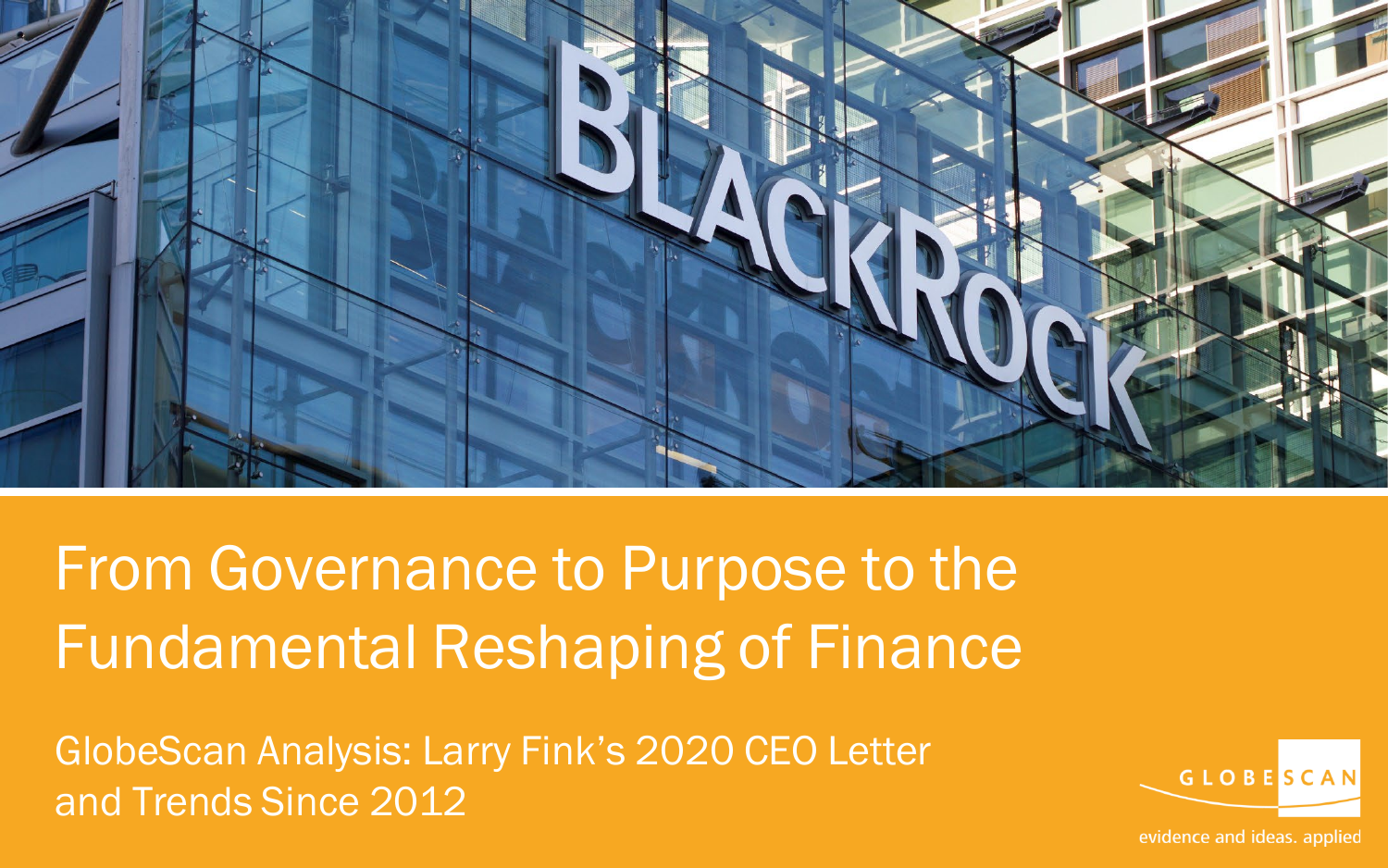# From Governance to Purpose to the Fundamental Reshaping of Finance

GlobeScan Analysis: Larry Fink's 2020 CEO Letter and Trends Since 2012

GLOBESCAN

evidence and ideas. applied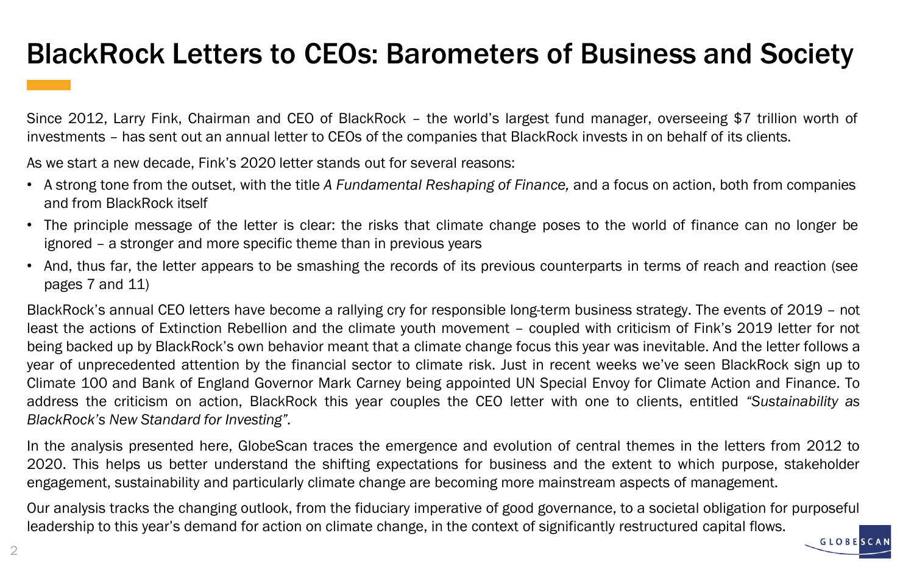# BlackRock Letters to CEOs: Barometers of Business and Society

Since 2012, Larry Fink, Chairman and CEO of BlackRock – the world's largest fund manager, overseeing $7 trillion worth of investments – has sent out an annual letter to CEOs of the companies that BlackRock invests in on behalf of its clients.

As we start a new decade, Fink's 2020 letter stands out for several reasons:

- A strong tone from the outset, with the title *A Fundamental Reshaping of Finance,* and a focus on action, both from companies and from BlackRock itself
- The principle message of the letter is clear: the risks that climate change poses to the world of finance can no longer be ignored – a stronger and more specific theme than in previous years
- And, thus far, the letter appears to be smashing the records of its previous counterparts in terms of reach and reaction (see pages 7 and 11)

BlackRock's annual CEO letters have become a rallying cry for responsible long-term business strategy. The events of 2019 – not least the actions of Extinction Rebellion and the climate youth movement – coupled with criticism of Fink's 2019 letter for not being backed up by BlackRock's own behavior meant that a climate change focus this year was inevitable. And the letter follows a year of unprecedented attention by the financial sector to climate risk. Just in recent weeks we've seen BlackRock sign up to Climate 100 and Bank of England Governor Mark Carney being appointed UN Special Envoy for Climate Action and Finance. To address the criticism on action, BlackRock this year couples the CEO letter with one to clients, entitled *"Sustainability as BlackRock's New Standard for Investing".*

In the analysis presented here, GlobeScan traces the emergence and evolution of central themes in the letters from 2012 to 2020. This helps us better understand the shifting expectations for business and the extent to which purpose, stakeholder engagement, sustainability and particularly climate change are becoming more mainstream aspects of management.

Our analysis tracks the changing outlook, from the fiduciary imperative of good governance, to a societal obligation for purposeful leadership to this year's demand for action on climate change, in the context of significantly restructured capital flows.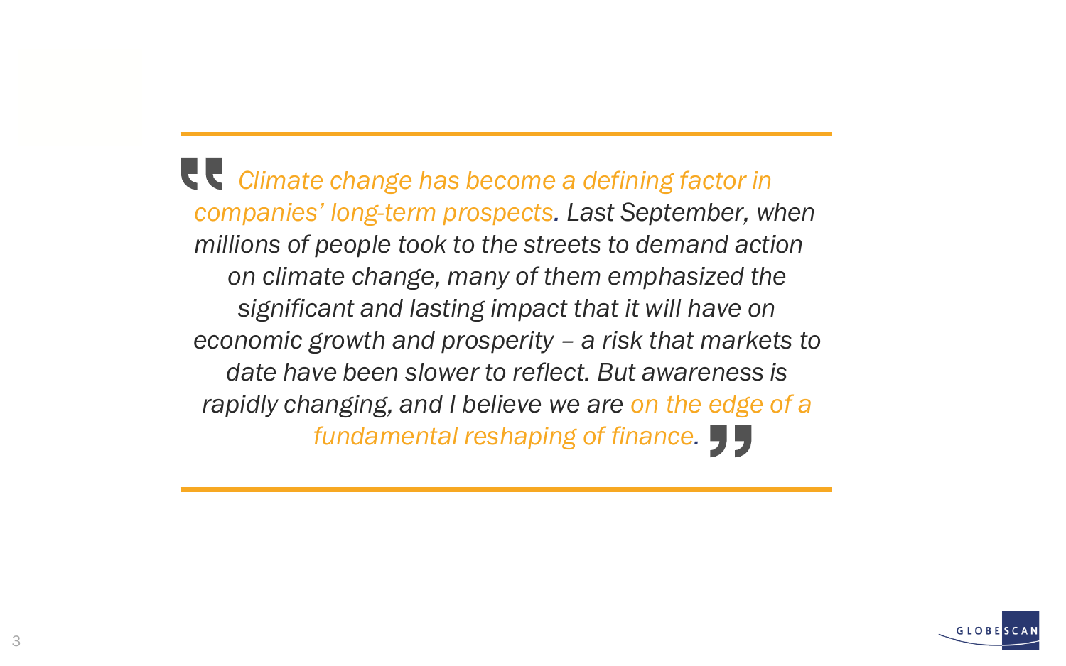*"Climate change has become a defining factor in companies' long-term prospects. Last September, when millions of people took to the streets to demand action on climate change, many of them emphasized the significant and lasting impact that it will have on economic growth and prosperity – a risk that markets to date have been slower to reflect. But awareness is rapidly changing, and I believe we are on the edge of a fundamental reshaping of finance."*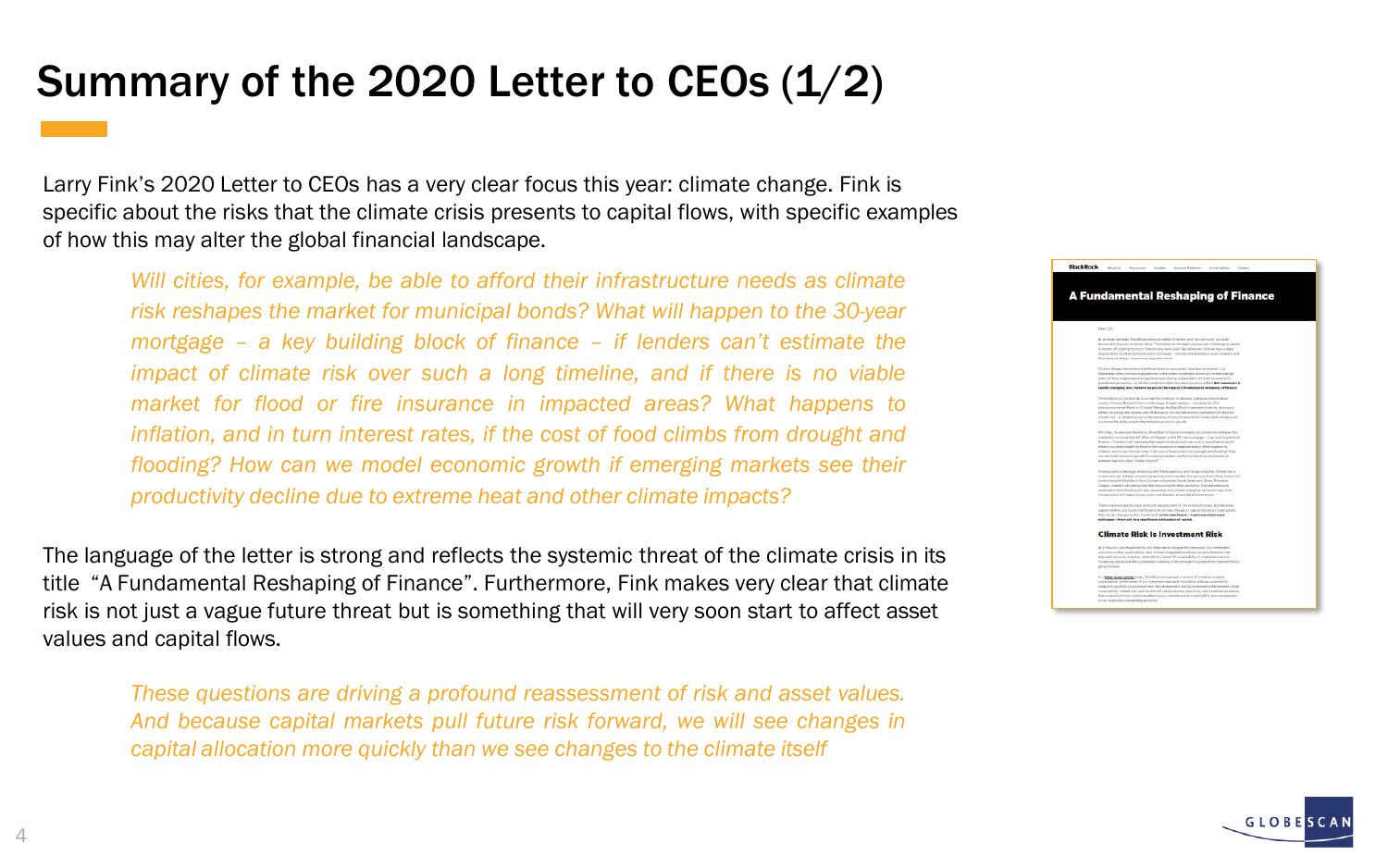# Summary of the 2020 Letter to CEOs (1/2)

Larry Fink's 2020 Letter to CEOs has a very clear focus this year: climate change. Fink is specific about the risks that the climate crisis presents to capital flows, with specific examples of how this may alter the global financial landscape.

> *Will cities, for example, be able to afford their infrastructure needs as climate risk reshapes the market for municipal bonds? What will happen to the 30-year mortgage – a key building block of finance – if lenders can't estimate the impact of climate risk over such a long timeline, and if there is no viable market for flood or fire insurance in impacted areas? What happens to inflation, and in turn interest rates, if the cost of food climbs from drought and flooding? How can we model economic growth if emerging markets see their productivity decline due to extreme heat and other climate impacts?*

The language of the letter is strong and reflects the systemic threat of the climate crisis in its title "A Fundamental Reshaping of Finance". Furthermore, Fink makes very clear that climate risk is not just a vague future threat but is something that will very soon start to affect asset values and capital flows.

> *These questions are driving a profound reassessment of risk and asset values. And because capital markets pull future risk forward, we will see changes in capital allocation more quickly than we see changes to the climate itself*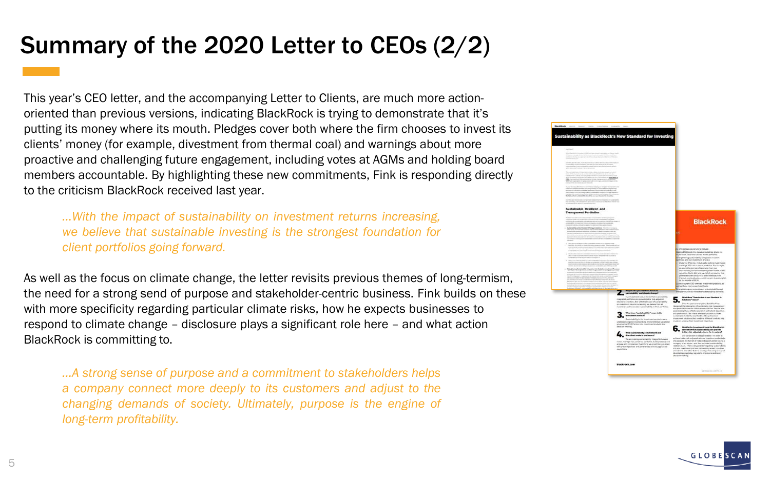# Summary of the 2020 Letter to CEOs (2/2)

This year's CEO letter, and the accompanying Letter to Clients, are much more action-oriented than previous versions, indicating BlackRock is trying to demonstrate that it's putting its money where its mouth. Pledges cover both where the firm chooses to invest its clients' money (for example, divestment from thermal coal) and warnings about more proactive and challenging future engagement, including votes at AGMs and holding board members accountable. By highlighting these new commitments, Fink is responding directly to the criticism BlackRock received last year.

> *...With the impact of sustainability on investment returns increasing, we believe that sustainable investing is the strongest foundation for client portfolios going forward.*

As well as the focus on climate change, the letter revisits previous themes of long-termism, the need for a strong send of purpose and stakeholder-centric business. Fink builds on these with more specificity regarding particular climate risks, how he expects businesses to respond to climate change – disclosure plays a significant role here – and what action BlackRock is committing to.

> *...A strong sense of purpose and a commitment to stakeholders helps a company connect more deeply to its customers and adjust to the changing demands of society. Ultimately, purpose is the engine of long-term profitability.*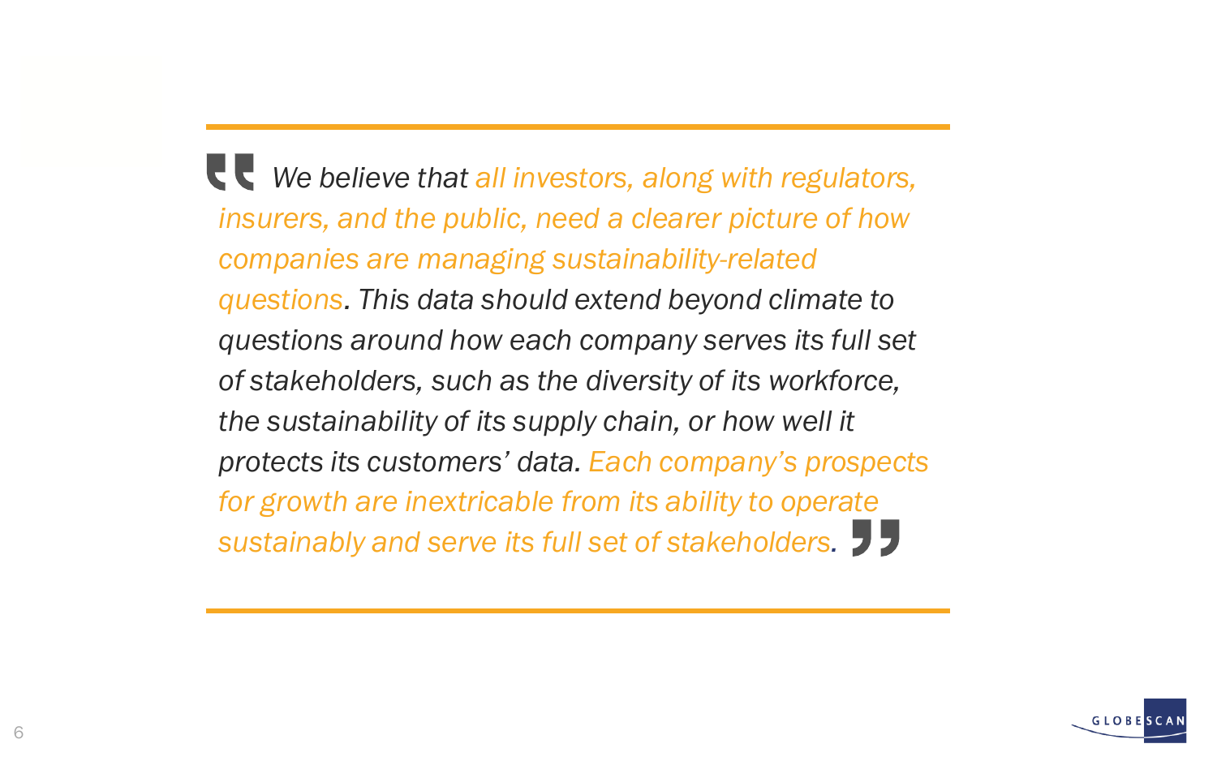> *We believe that all investors, along with regulators, insurers, and the public, need a clearer picture of how companies are managing sustainability-related questions. This data should extend beyond climate to questions around how each company serves its full set of stakeholders, such as the diversity of its workforce, the sustainability of its supply chain, or how well it protects its customers' data. Each company's prospects for growth are inextricable from its ability to operate sustainably and serve its full set of stakeholders.*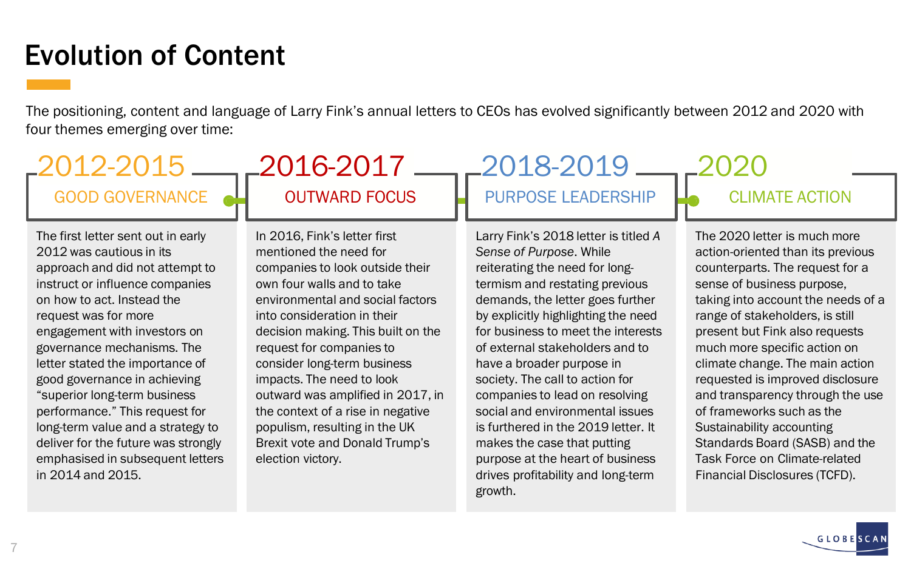# Evolution of Content

The positioning, content and language of Larry Fink's annual letters to CEOs has evolved significantly between 2012 and 2020 with four themes emerging over time:

## 2012-2015

### GOOD GOVERNANCE

The first letter sent out in early 2012 was cautious in its approach and did not attempt to instruct or influence companies on how to act. Instead the request was for more engagement with investors on governance mechanisms. The letter stated the importance of good governance in achieving "superior long-term business performance." This request for long-term value and a strategy to deliver for the future was strongly emphasised in subsequent letters in 2014 and 2015.

## 2016-2017

### OUTWARD FOCUS

In 2016, Fink's letter first mentioned the need for companies to look outside their own four walls and to take environmental and social factors into consideration in their decision making. This built on the request for companies to consider long-term business impacts. The need to look outward was amplified in 2017, in the context of a rise in negative populism, resulting in the UK Brexit vote and Donald Trump's election victory.

## 2018-2019

### PURPOSE LEADERSHIP

Larry Fink's 2018 letter is titled *A Sense of Purpose*. While reiterating the need for long-termism and restating previous demands, the letter goes further by explicitly highlighting the need for business to meet the interests of external stakeholders and to have a broader purpose in society. The call to action for companies to lead on resolving social and environmental issues is furthered in the 2019 letter. It makes the case that putting purpose at the heart of business drives profitability and long-term growth.

## 2020

### CLIMATE ACTION

The 2020 letter is much more action-oriented than its previous counterparts. The request for a sense of business purpose, taking into account the needs of a range of stakeholders, is still present but Fink also requests much more specific action on climate change. The main action requested is improved disclosure and transparency through the use of frameworks such as the Sustainability accounting Standards Board (SASB) and the Task Force on Climate-related Financial Disclosures (TCFD).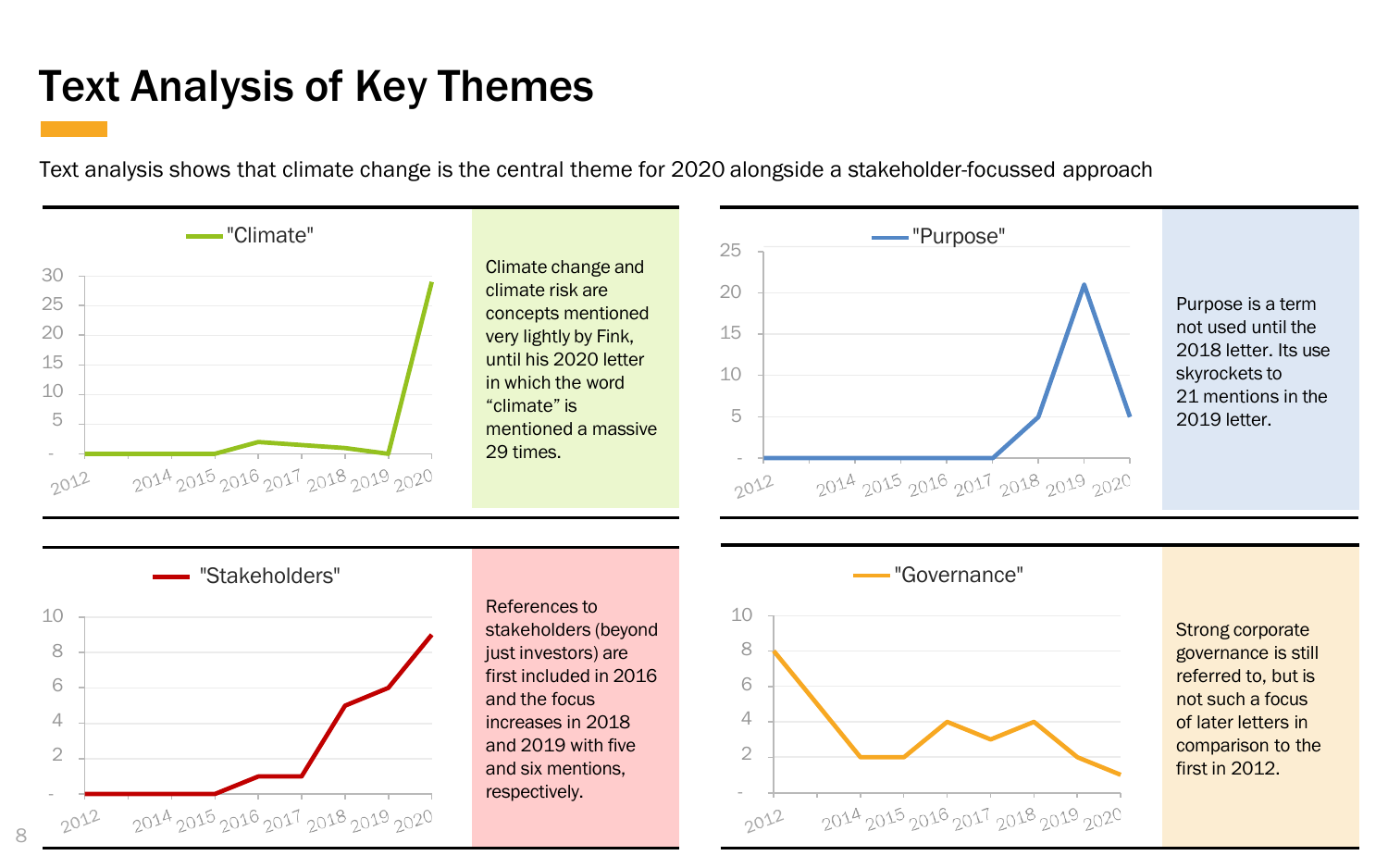# Text Analysis of Key Themes

Text analysis shows that climate change is the central theme for 2020 alongside a stakeholder-focussed approach

"Climate"

Climate change and climate risk are concepts mentioned very lightly by Fink, until his 2020 letter in which the word "climate" is mentioned a massive 29 times.

"Purpose"

Purpose is a term not used until the 2018 letter. Its use skyrockets to 21 mentions in the 2019 letter.

"Stakeholders"

References to stakeholders (beyond just investors) are first included in 2016 and the focus increases in 2018 and 2019 with five and six mentions, respectively.

"Governance"

Strong corporate governance is still referred to, but is not such a focus of later letters in comparison to the first in 2012.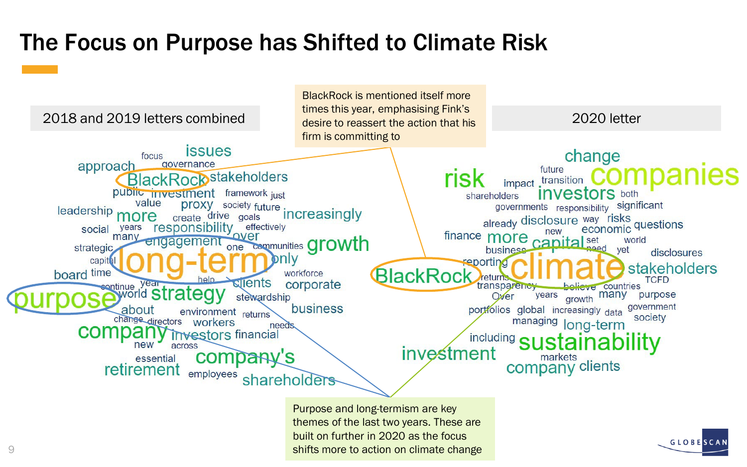# The Focus on Purpose has Shifted to Climate Risk

**2018 and 2019 letters combined**

focus, issues, approach, governance, BlackRock, stakeholders, public, investment, framework, just, value, proxy, society, future, leadership, more, create, drive, goals, increasingly, social, years, responsibility, effectively, many, over, strategic, engagement, one, communities, growth, capital, long-term, only, board, time, help, workforce, continue, year, clients, corporate, purpose, world, strategy, stewardship, about, environment, returns, business, change, directors, workers, needs, company, investors, financial, new, across, essential, company's, retirement, employees, shareholders

**2020 letter**

change, future, risk, impact, transition, companies, shareholders, investors, both, governments, responsibility, significant, already, disclosure, way, risks, questions, new, economic, finance, more, capital, set, world, business, need, yet, disclosures, reporting, climate, stakeholders, BlackRock, returns, TCFD, transparency, believe, countries, Over, years, many, purpose, growth, portfolios, global, increasingly, data, government, managing, society, long-term, including, sustainability, investment, markets, company, clients

BlackRock is mentioned itself more times this year, emphasising Fink's desire to reassert the action that his firm is committing to

Purpose and long-termism are key themes of the last two years. These are built on further in 2020 as the focus shifts more to action on climate change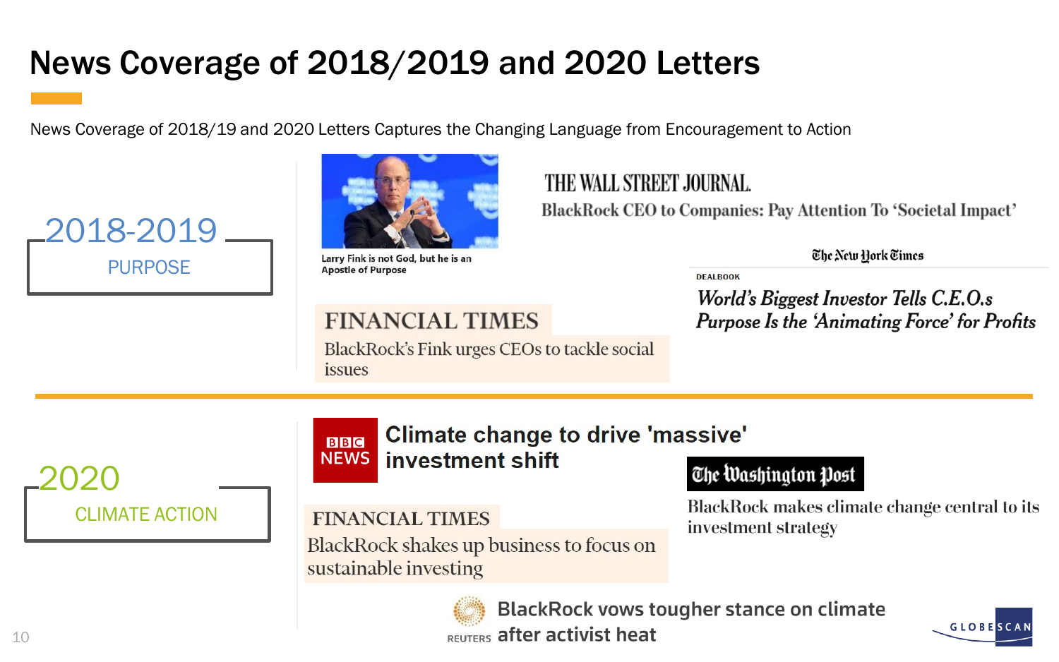# News Coverage of 2018/2019 and 2020 Letters

News Coverage of 2018/19 and 2020 Letters Captures the Changing Language from Encouragement to Action

## 2018-2019

**PURPOSE**

Larry Fink is not God, but he is an Apostle of Purpose

**THE WALL STREET JOURNAL.**

BlackRock CEO to Companies: Pay Attention To 'Societal Impact'

**The New York Times**

DEALBOOK

*World's Biggest Investor Tells C.E.O.s Purpose Is the 'Animating Force' for Profits*

**FINANCIAL TIMES**

BlackRock's Fink urges CEOs to tackle social issues

## 2020

**CLIMATE ACTION**

**BBC NEWS**

Climate change to drive 'massive' investment shift

**The Washington Post**

BlackRock makes climate change central to its investment strategy

**FINANCIAL TIMES**

BlackRock shakes up business to focus on sustainable investing

**REUTERS**

BlackRock vows tougher stance on climate after activist heat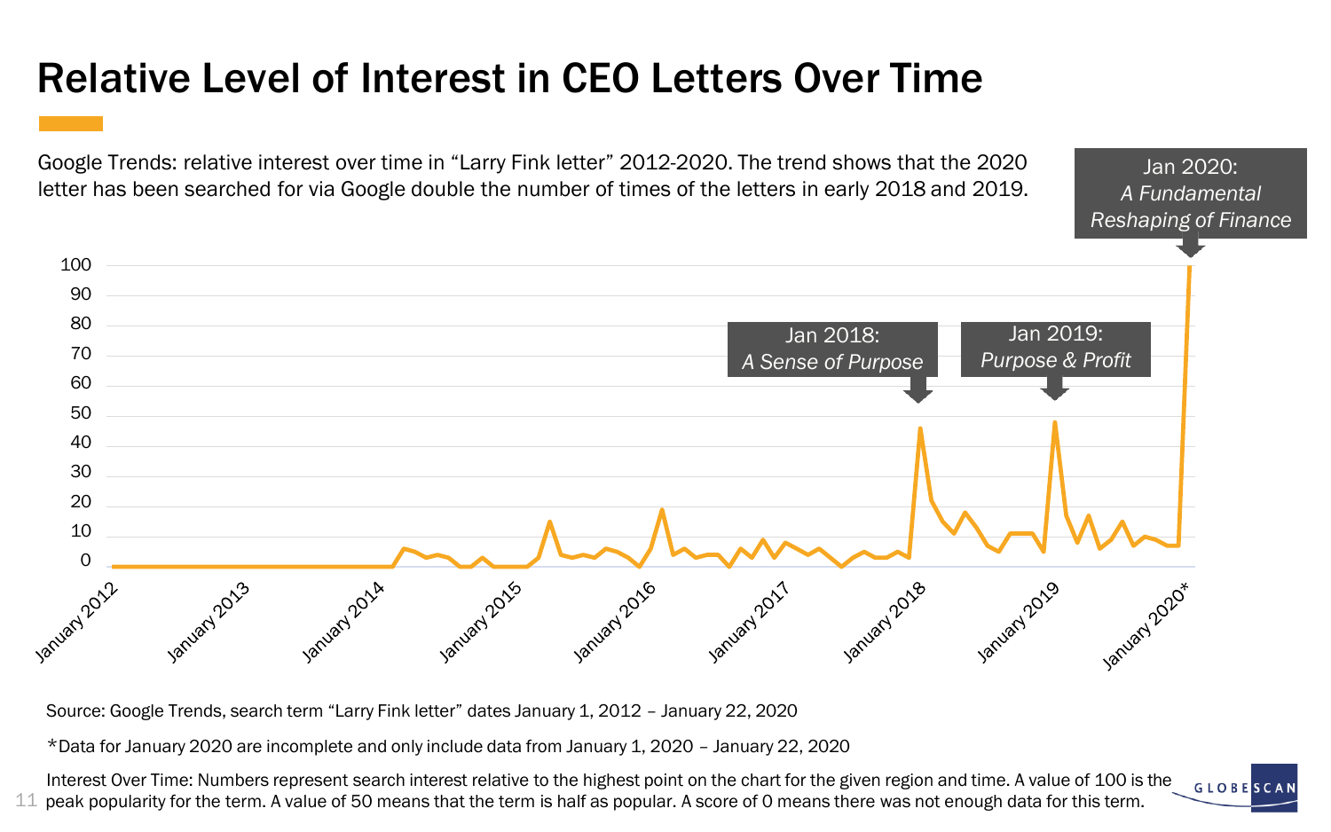# Relative Level of Interest in CEO Letters Over Time

Google Trends: relative interest over time in "Larry Fink letter" 2012-2020. The trend shows that the 2020 letter has been searched for via Google double the number of times of the letters in early 2018 and 2019.

Jan 2018: *A Sense of Purpose*

Jan 2019: *Purpose & Profit*

Jan 2020: *A Fundamental Reshaping of Finance*

Source: Google Trends, search term "Larry Fink letter" dates January 1, 2012 – January 22, 2020

*Data for January 2020 are incomplete and only include data from January 1, 2020 – January 22, 2020

Interest Over Time: Numbers represent search interest relative to the highest point on the chart for the given region and time. A value of 100 is the peak popularity for the term. A value of 50 means that the term is half as popular. A score of 0 means there was not enough data for this term.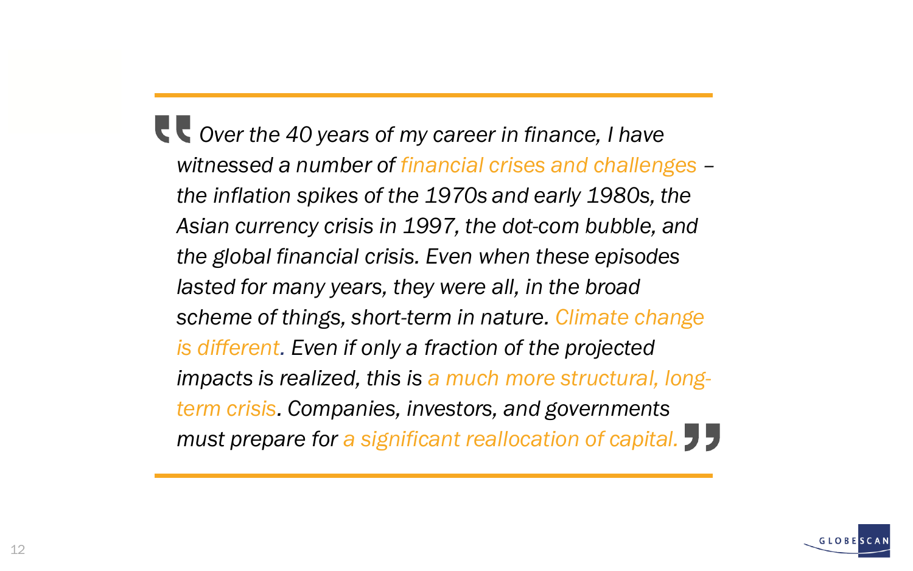> *Over the 40 years of my career in finance, I have witnessed a number of financial crises and challenges – the inflation spikes of the 1970s and early 1980s, the Asian currency crisis in 1997, the dot-com bubble, and the global financial crisis. Even when these episodes lasted for many years, they were all, in the broad scheme of things, short-term in nature. Climate change is different. Even if only a fraction of the projected impacts is realized, this is a much more structural, long-term crisis. Companies, investors, and governments must prepare for a significant reallocation of capital.*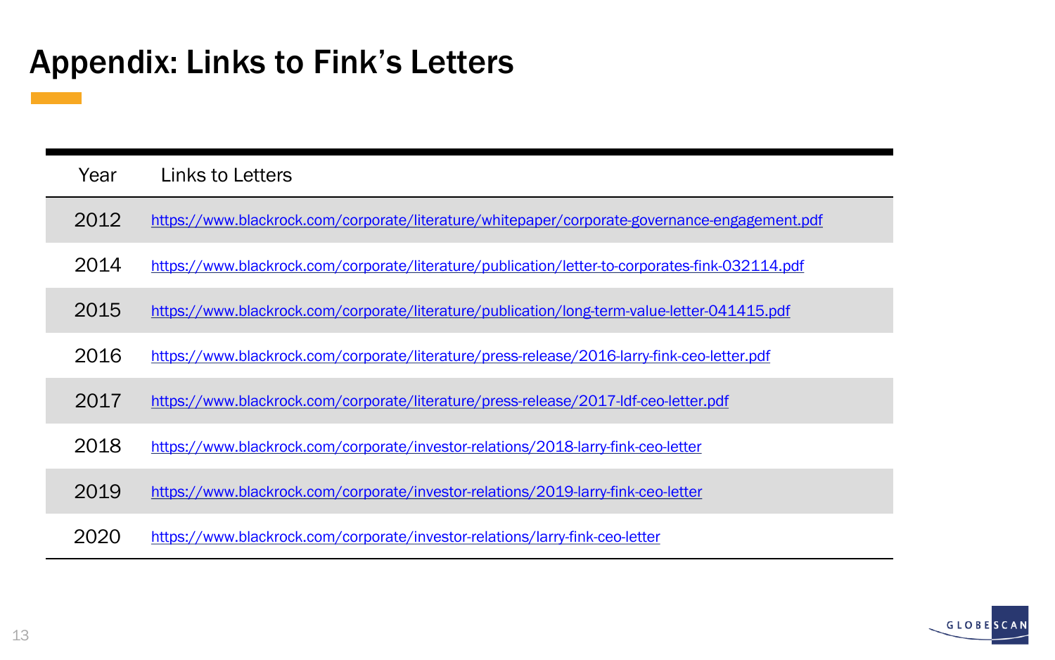# Appendix: Links to Fink's Letters

| Year | Links to Letters |
| --- | --- |
| 2012 | https://www.blackrock.com/corporate/literature/whitepaper/corporate-governance-engagement.pdf |
| 2014 | https://www.blackrock.com/corporate/literature/publication/letter-to-corporates-fink-032114.pdf |
| 2015 | https://www.blackrock.com/corporate/literature/publication/long-term-value-letter-041415.pdf |
| 2016 | https://www.blackrock.com/corporate/literature/press-release/2016-larry-fink-ceo-letter.pdf |
| 2017 | https://www.blackrock.com/corporate/literature/press-release/2017-ldf-ceo-letter.pdf |
| 2018 | https://www.blackrock.com/corporate/investor-relations/2018-larry-fink-ceo-letter |
| 2019 | https://www.blackrock.com/corporate/investor-relations/2019-larry-fink-ceo-letter |
| 2020 | https://www.blackrock.com/corporate/investor-relations/larry-fink-ceo-letter |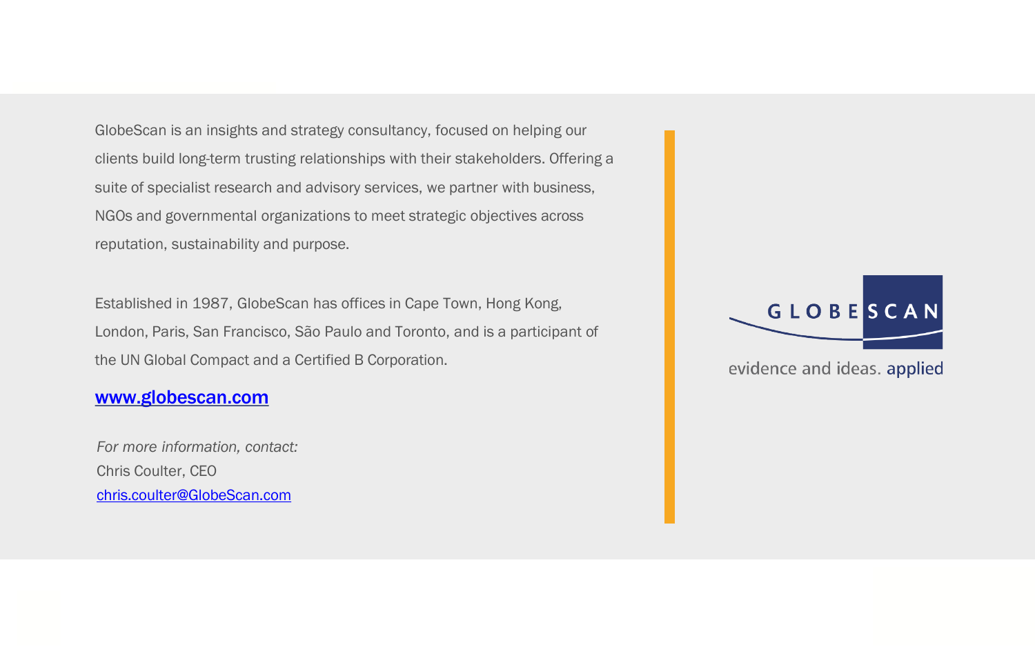GlobeScan is an insights and strategy consultancy, focused on helping our clients build long-term trusting relationships with their stakeholders. Offering a suite of specialist research and advisory services, we partner with business, NGOs and governmental organizations to meet strategic objectives across reputation, sustainability and purpose.

Established in 1987, GlobeScan has offices in Cape Town, Hong Kong, London, Paris, San Francisco, São Paulo and Toronto, and is a participant of the UN Global Compact and a Certified B Corporation.

**[www.globescan.com](http://www.globescan.com)**

*For more information, contact:*
Chris Coulter, CEO
[chris.coulter@GlobeScan.com](mailto:chris.coulter@GlobeScan.com)

GLOBESCAN

evidence and ideas. applied